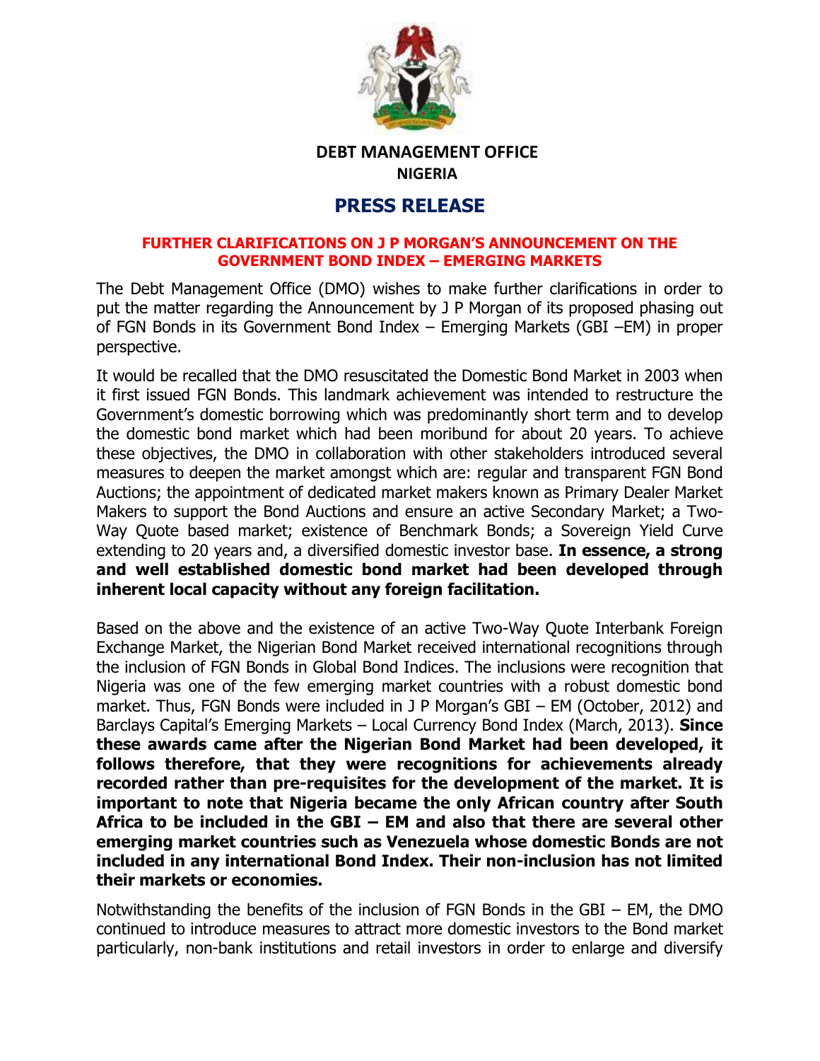# DEBT MANAGEMENT OFFICE
# NIGERIA

## PRESS RELEASE

### FURTHER CLARIFICATIONS ON J P MORGAN'S ANNOUNCEMENT ON THE GOVERNMENT BOND INDEX – EMERGING MARKETS

The Debt Management Office (DMO) wishes to make further clarifications in order to put the matter regarding the Announcement by J P Morgan of its proposed phasing out of FGN Bonds in its Government Bond Index – Emerging Markets (GBI –EM) in proper perspective.

It would be recalled that the DMO resuscitated the Domestic Bond Market in 2003 when it first issued FGN Bonds. This landmark achievement was intended to restructure the Government's domestic borrowing which was predominantly short term and to develop the domestic bond market which had been moribund for about 20 years. To achieve these objectives, the DMO in collaboration with other stakeholders introduced several measures to deepen the market amongst which are: regular and transparent FGN Bond Auctions; the appointment of dedicated market makers known as Primary Dealer Market Makers to support the Bond Auctions and ensure an active Secondary Market; a Two-Way Quote based market; existence of Benchmark Bonds; a Sovereign Yield Curve extending to 20 years and, a diversified domestic investor base. **In essence, a strong and well established domestic bond market had been developed through inherent local capacity without any foreign facilitation.**

Based on the above and the existence of an active Two-Way Quote Interbank Foreign Exchange Market, the Nigerian Bond Market received international recognitions through the inclusion of FGN Bonds in Global Bond Indices. The inclusions were recognition that Nigeria was one of the few emerging market countries with a robust domestic bond market. Thus, FGN Bonds were included in J P Morgan's GBI – EM (October, 2012) and Barclays Capital's Emerging Markets – Local Currency Bond Index (March, 2013). **Since these awards came after the Nigerian Bond Market had been developed, it follows therefore, that they were recognitions for achievements already recorded rather than pre-requisites for the development of the market. It is important to note that Nigeria became the only African country after South Africa to be included in the GBI – EM and also that there are several other emerging market countries such as Venezuela whose domestic Bonds are not included in any international Bond Index. Their non-inclusion has not limited their markets or economies.**

Notwithstanding the benefits of the inclusion of FGN Bonds in the GBI – EM, the DMO continued to introduce measures to attract more domestic investors to the Bond market particularly, non-bank institutions and retail investors in order to enlarge and diversify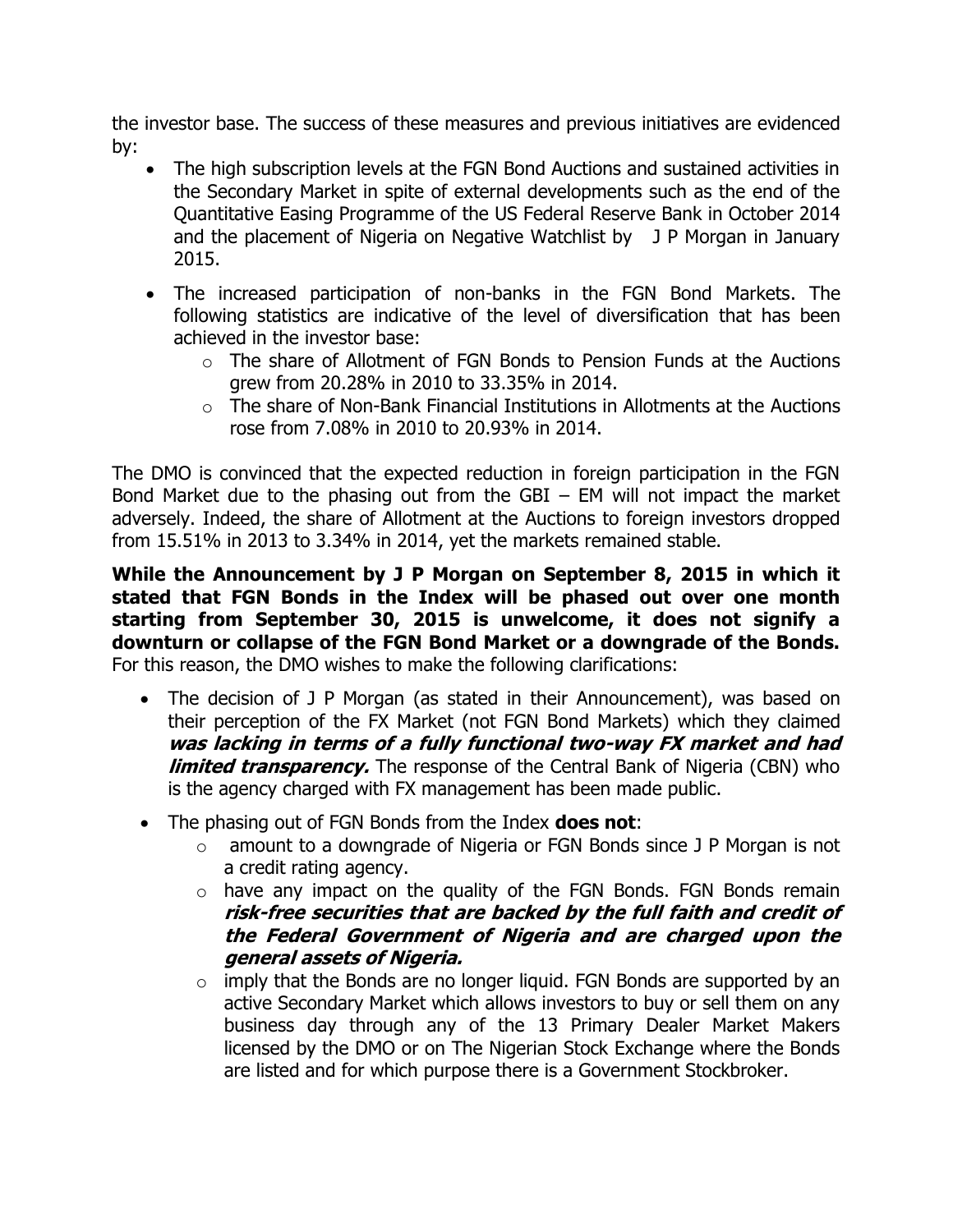the investor base. The success of these measures and previous initiatives are evidenced by:

- The high subscription levels at the FGN Bond Auctions and sustained activities in the Secondary Market in spite of external developments such as the end of the Quantitative Easing Programme of the US Federal Reserve Bank in October 2014 and the placement of Nigeria on Negative Watchlist by J P Morgan in January 2015.
- The increased participation of non-banks in the FGN Bond Markets. The following statistics are indicative of the level of diversification that has been achieved in the investor base:
  - The share of Allotment of FGN Bonds to Pension Funds at the Auctions grew from 20.28% in 2010 to 33.35% in 2014.
  - The share of Non-Bank Financial Institutions in Allotments at the Auctions rose from 7.08% in 2010 to 20.93% in 2014.

The DMO is convinced that the expected reduction in foreign participation in the FGN Bond Market due to the phasing out from the GBI – EM will not impact the market adversely. Indeed, the share of Allotment at the Auctions to foreign investors dropped from 15.51% in 2013 to 3.34% in 2014, yet the markets remained stable.

**While the Announcement by J P Morgan on September 8, 2015 in which it stated that FGN Bonds in the Index will be phased out over one month starting from September 30, 2015 is unwelcome, it does not signify a downturn or collapse of the FGN Bond Market or a downgrade of the Bonds.** For this reason, the DMO wishes to make the following clarifications:

- The decision of J P Morgan (as stated in their Announcement), was based on their perception of the FX Market (not FGN Bond Markets) which they claimed ***was lacking in terms of a fully functional two-way FX market and had limited transparency.*** The response of the Central Bank of Nigeria (CBN) who is the agency charged with FX management has been made public.
- The phasing out of FGN Bonds from the Index **does not**:
  - amount to a downgrade of Nigeria or FGN Bonds since J P Morgan is not a credit rating agency.
  - have any impact on the quality of the FGN Bonds. FGN Bonds remain ***risk-free securities that are backed by the full faith and credit of the Federal Government of Nigeria and are charged upon the general assets of Nigeria.***
  - imply that the Bonds are no longer liquid. FGN Bonds are supported by an active Secondary Market which allows investors to buy or sell them on any business day through any of the 13 Primary Dealer Market Makers licensed by the DMO or on The Nigerian Stock Exchange where the Bonds are listed and for which purpose there is a Government Stockbroker.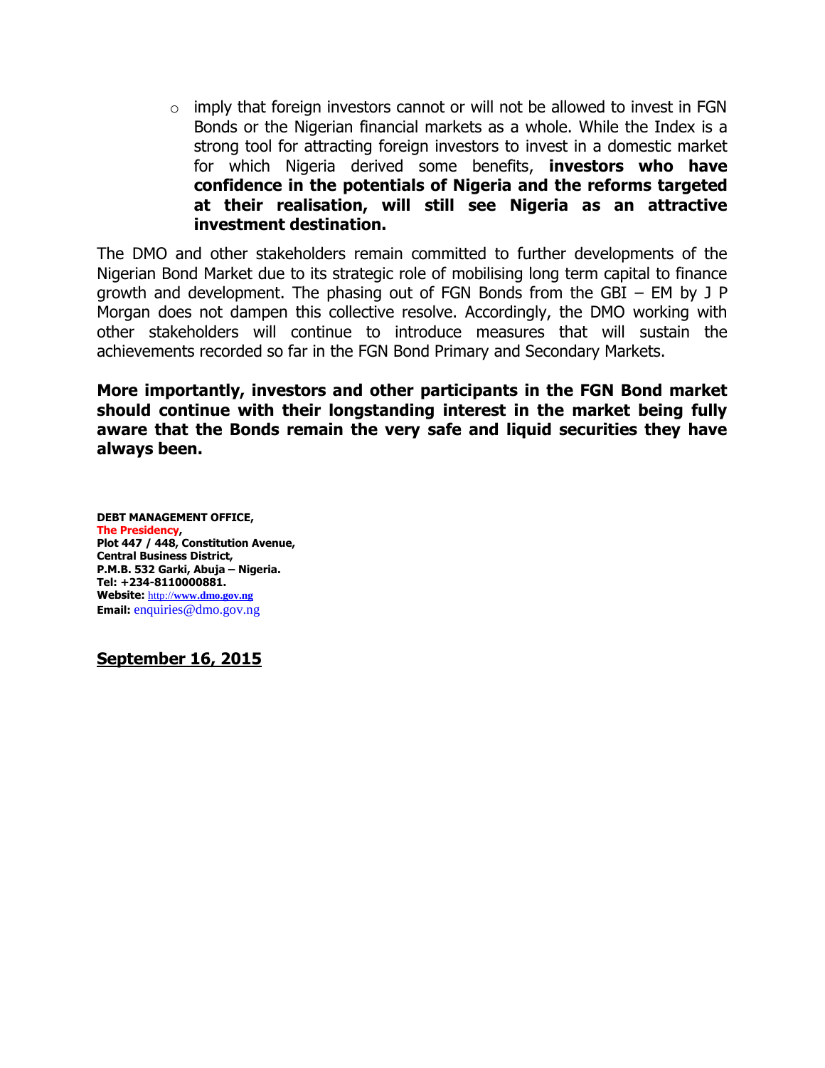- imply that foreign investors cannot or will not be allowed to invest in FGN Bonds or the Nigerian financial markets as a whole. While the Index is a strong tool for attracting foreign investors to invest in a domestic market for which Nigeria derived some benefits, **investors who have confidence in the potentials of Nigeria and the reforms targeted at their realisation, will still see Nigeria as an attractive investment destination.**

The DMO and other stakeholders remain committed to further developments of the Nigerian Bond Market due to its strategic role of mobilising long term capital to finance growth and development. The phasing out of FGN Bonds from the GBI – EM by J P Morgan does not dampen this collective resolve. Accordingly, the DMO working with other stakeholders will continue to introduce measures that will sustain the achievements recorded so far in the FGN Bond Primary and Secondary Markets.

**More importantly, investors and other participants in the FGN Bond market should continue with their longstanding interest in the market being fully aware that the Bonds remain the very safe and liquid securities they have always been.**

**DEBT MANAGEMENT OFFICE,**
**The Presidency,**
**Plot 447 / 448, Constitution Avenue,**
**Central Business District,**
**P.M.B. 532 Garki, Abuja – Nigeria.**
**Tel: +234-8110000881.**
**Website:** http://www.dmo.gov.ng
**Email:** enquiries@dmo.gov.ng

**September 16, 2015**